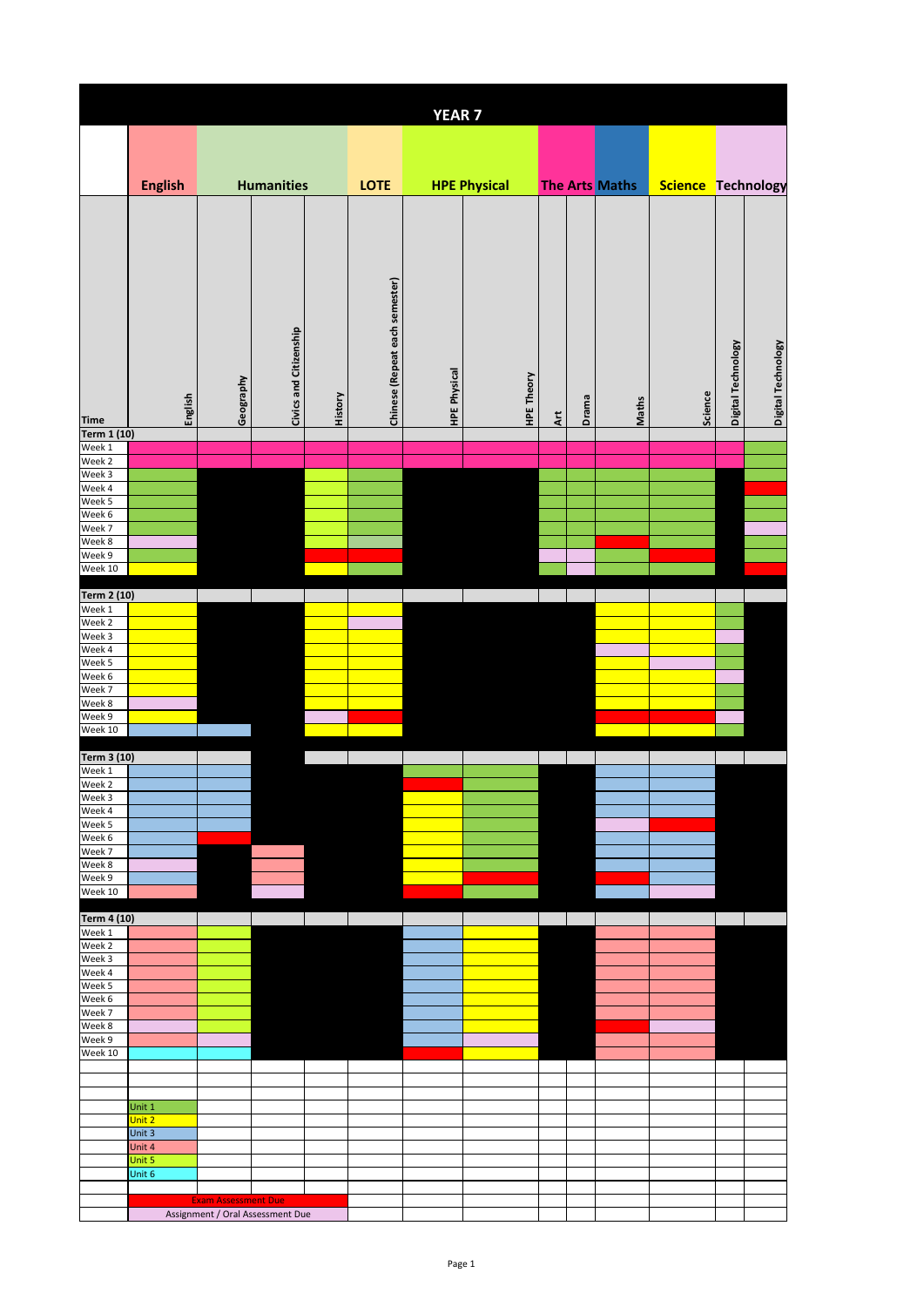# YEAR 7

| | English | Humanities | | | LOTE | HPE Physical | | The Arts | | Maths | Science | Technology | |
|---|---|---|---|---|---|---|---|---|---|---|---|---|---|
| Time | English | Geography | Civics and Citizenship | History | Chinese (Repeat each semester) | HPE Physical | HPE Theory | Art | Drama | Maths | Science | Digital Technology | Digital Technology |
| Term 1 (10) | | | | | | | | | | | | | |
| Week 1 | | | | | | | | | | | | | |
| Week 2 | | | | | | | | | | | | | |
| Week 3 | | | | | | | | | | | | | |
| Week 4 | | | | | | | | | | | | | |
| Week 5 | | | | | | | | | | | | | |
| Week 6 | | | | | | | | | | | | | |
| Week 7 | | | | | | | | | | | | | |
| Week 8 | | | | | | | | | | | | | |
| Week 9 | | | | | | | | | | | | | |
| Week 10 | | | | | | | | | | | | | |
| Term 2 (10) | | | | | | | | | | | | | |
| Week 1 | | | | | | | | | | | | | |
| Week 2 | | | | | | | | | | | | | |
| Week 3 | | | | | | | | | | | | | |
| Week 4 | | | | | | | | | | | | | |
| Week 5 | | | | | | | | | | | | | |
| Week 6 | | | | | | | | | | | | | |
| Week 7 | | | | | | | | | | | | | |
| Week 8 | | | | | | | | | | | | | |
| Week 9 | | | | | | | | | | | | | |
| Week 10 | | | | | | | | | | | | | |
| Term 3 (10) | | | | | | | | | | | | | |
| Week 1 | | | | | | | | | | | | | |
| Week 2 | | | | | | | | | | | | | |
| Week 3 | | | | | | | | | | | | | |
| Week 4 | | | | | | | | | | | | | |
| Week 5 | | | | | | | | | | | | | |
| Week 6 | | | | | | | | | | | | | |
| Week 7 | | | | | | | | | | | | | |
| Week 8 | | | | | | | | | | | | | |
| Week 9 | | | | | | | | | | | | | |
| Week 10 | | | | | | | | | | | | | |
| Term 4 (10) | | | | | | | | | | | | | |
| Week 1 | | | | | | | | | | | | | |
| Week 2 | | | | | | | | | | | | | |
| Week 3 | | | | | | | | | | | | | |
| Week 4 | | | | | | | | | | | | | |
| Week 5 | | | | | | | | | | | | | |
| Week 6 | | | | | | | | | | | | | |
| Week 7 | | | | | | | | | | | | | |
| Week 8 | | | | | | | | | | | | | |
| Week 9 | | | | | | | | | | | | | |
| Week 10 | | | | | | | | | | | | | |

Unit 1
Unit 2
Unit 3
Unit 4
Unit 5
Unit 6

Exam Assessment Due
Assignment / Oral Assessment Due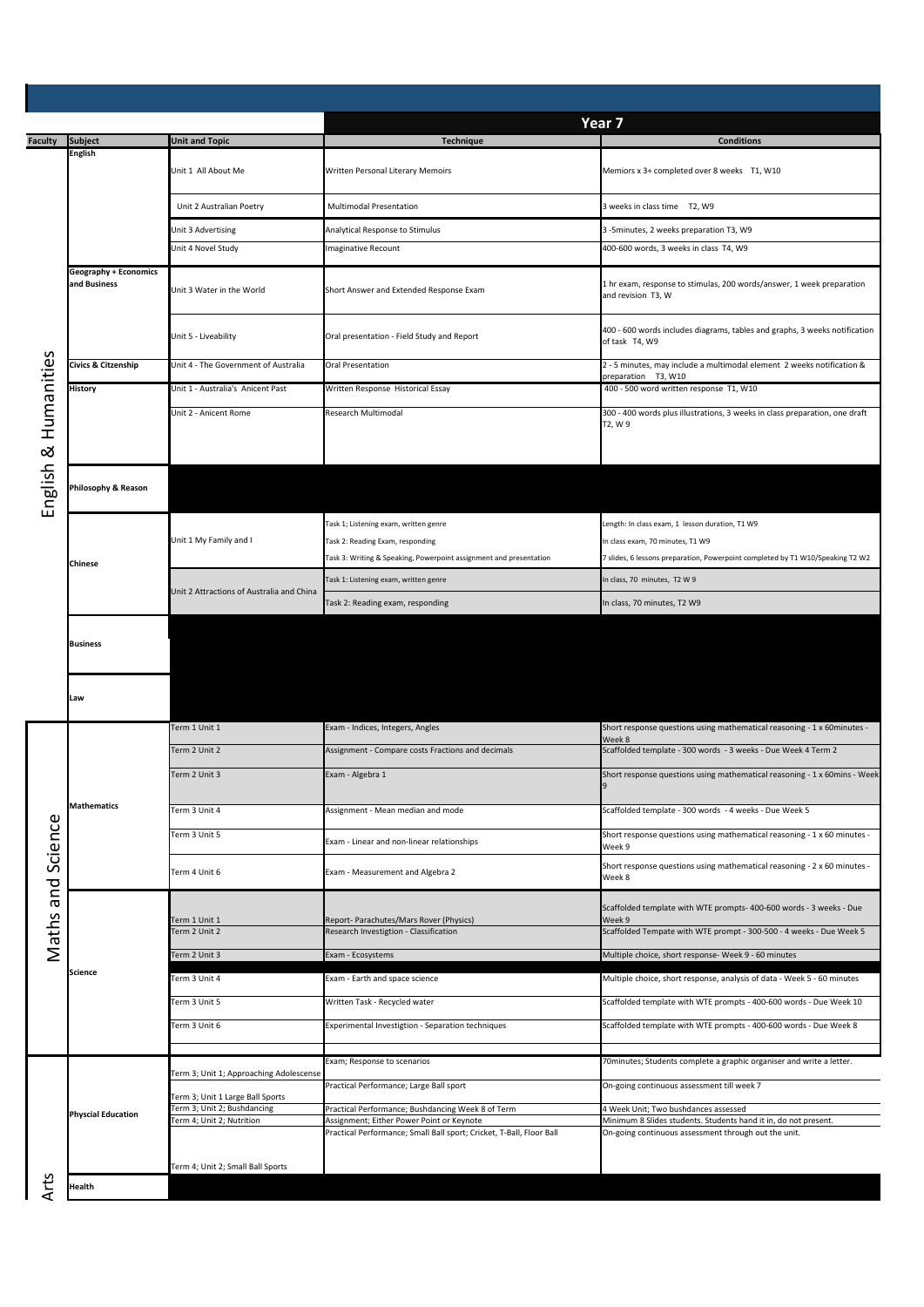| Faculty | Subject | Unit and Topic | Year 7 Technique | Year 7 Conditions |
|---|---|---|---|---|
| English & Humanities | English | Unit 1 All About Me | Written Personal Literary Memoirs | Memiors x 3+ completed over 8 weeks T1, W10 |
| | | Unit 2 Australian Poetry | Multimodal Presentation | 3 weeks in class time T2, W9 |
| | | Unit 3 Advertising | Analytical Response to Stimulus | 3 -5minutes, 2 weeks preparation T3, W9 |
| | | Unit 4 Novel Study | Imaginative Recount | 400-600 words, 3 weeks in class T4, W9 |
| | Geography + Economics and Business | Unit 3 Water in the World | Short Answer and Extended Response Exam | 1 hr exam, response to stimulas, 200 words/answer, 1 week preparation and revision T3, W |
| | | Unit 5 - Liveability | Oral presentation - Field Study and Report | 400 - 600 words includes diagrams, tables and graphs, 3 weeks notification of task T4, W9 |
| | Civics & Citzenship | Unit 4 - The Government of Australia | Oral Presentation | 2 - 5 minutes, may include a multimodal element 2 weeks notification & preparation T3, W10 |
| | History | Unit 1 - Australia's Anicent Past | Written Response Historical Essay | 400 - 500 word written response T1, W10 |
| | | Unit 2 - Anicent Rome | Research Multimodal | 300 - 400 words plus illustrations, 3 weeks in class preparation, one draft T2, W 9 |
| | Philosophy & Reason | | | |
| | Chinese | Unit 1 My Family and I | Task 1; Listening exam, written genre | Length: In class exam, 1 lesson duration, T1 W9 |
| | | | Task 2: Reading Exam, responding | In class exam, 70 minutes, T1 W9 |
| | | | Task 3: Writing & Speaking, Powerpoint assignment and presentation | 7 slides, 6 lessons preparation, Powerpoint completed by T1 W10/Speaking T2 W2 |
| | | Unit 2 Attractions of Australia and China | Task 1: Listening exam, written genre | In class, 70 minutes, T2 W 9 |
| | | | Task 2: Reading exam, responding | In class, 70 minutes, T2 W9 |
| | Business | | | |
| | Law | | | |
| Maths and Science | Mathematics | Term 1 Unit 1 | Exam - Indices, Integers, Angles | Short response questions using mathematical reasoning - 1 x 60minutes - Week 8 |
| | | Term 2 Unit 2 | Assignment - Compare costs Fractions and decimals | Scaffolded template - 300 words - 3 weeks - Due Week 4 Term 2 |
| | | Term 2 Unit 3 | Exam - Algebra 1 | Short response questions using mathematical reasoning - 1 x 60mins - Week 9 |
| | | Term 3 Unit 4 | Assignment - Mean median and mode | Scaffolded template - 300 words - 4 weeks - Due Week 5 |
| | | Term 3 Unit 5 | Exam - Linear and non-linear relationships | Short response questions using mathematical reasoning - 1 x 60 minutes - Week 9 |
| | | Term 4 Unit 6 | Exam - Measurement and Algebra 2 | Short response questions using mathematical reasoning - 2 x 60 minutes - Week 8 |
| | Science | Term 1 Unit 1 | Report- Parachutes/Mars Rover (Physics) | Scaffolded template with WTE prompts- 400-600 words - 3 weeks - Due Week 9 |
| | | Term 2 Unit 2 | Research Investigtion - Classification | Scaffolded Tempate with WTE prompt - 300-500 - 4 weeks - Due Week 5 |
| | | Term 2 Unit 3 | Exam - Ecosystems | Multiple choice, short response- Week 9 - 60 minutes |
| | | Term 3 Unit 4 | Exam - Earth and space science | Multiple choice, short response, analysis of data - Week 5 - 60 minutes |
| | | Term 3 Unit 5 | Written Task - Recycled water | Scaffolded template with WTE prompts - 400-600 words - Due Week 10 |
| | | Term 3 Unit 6 | Experimental Investigtion - Separation techniques | Scaffolded template with WTE prompts - 400-600 words - Due Week 8 |
| Arts | Physcial Education | Term 3; Unit 1; Approaching Adolescense | Exam; Response to scenarios | 70minutes; Students complete a graphic organiser and write a letter. |
| | | Term 3; Unit 1 Large Ball Sports | Practical Performance; Large Ball sport | On-going continuous assessment till week 7 |
| | | Term 3; Unit 2; Bushdancing | Practical Performance; Bushdancing Week 8 of Term | 4 Week Unit; Two bushdances assessed |
| | | Term 4; Unit 2; Nutrition | Assignment; Either Power Point or Keynote | Minimum 8 Slides students. Students hand it in, do not present. |
| | | Term 4; Unit 2; Small Ball Sports | Practical Performance; Small Ball sport; Cricket, T-Ball, Floor Ball | On-going continuous assessment through out the unit. |
| | Health | | | |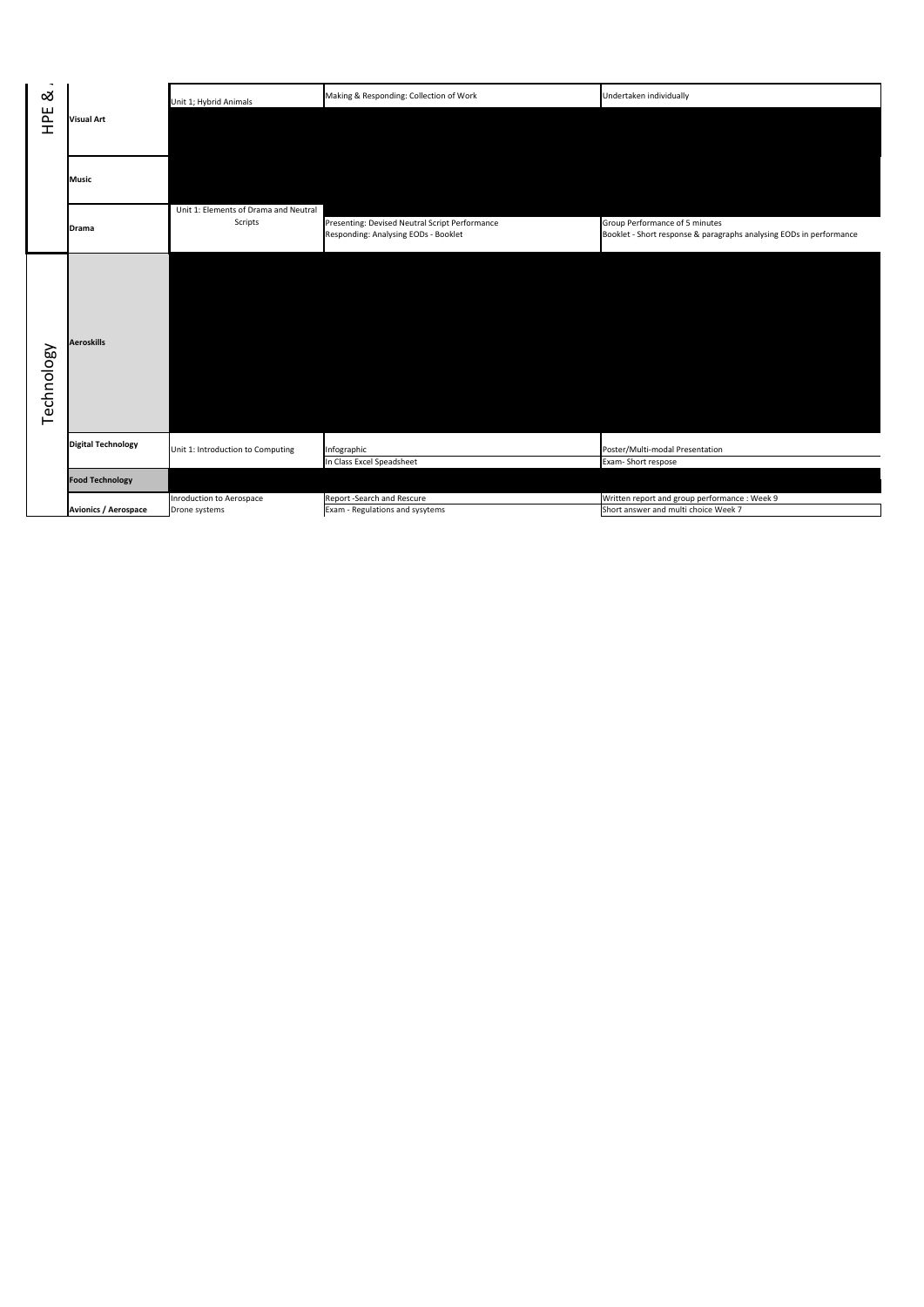| | | | | |
|---|---|---|---|---|
| HPE & ... | Visual Art | Unit 1; Hybrid Animals | Making & Responding: Collection of Work | Undertaken individually |
| | Music | | | |
| | Drama | Unit 1: Elements of Drama and Neutral Scripts | Presenting: Devised Neutral Script Performance<br>Responding: Analysing EODs - Booklet | Group Performance of 5 minutes<br>Booklet - Short response & paragraphs analysing EODs in performance |
| Technology | Aeroskills | | | |
| | Digital Technology | Unit 1: Introduction to Computing | Infographic<br>In Class Excel Speadsheet | Poster/Multi-modal Presentation<br>Exam- Short respose |
| | Food Technology | | | |
| | Avionics / Aerospace | Inroduction to Aerospace<br>Drone systems | Report -Search and Rescure<br>Exam - Regulations and sysytems | Written report and group performance : Week 9<br>Short answer and multi choice Week 7 |